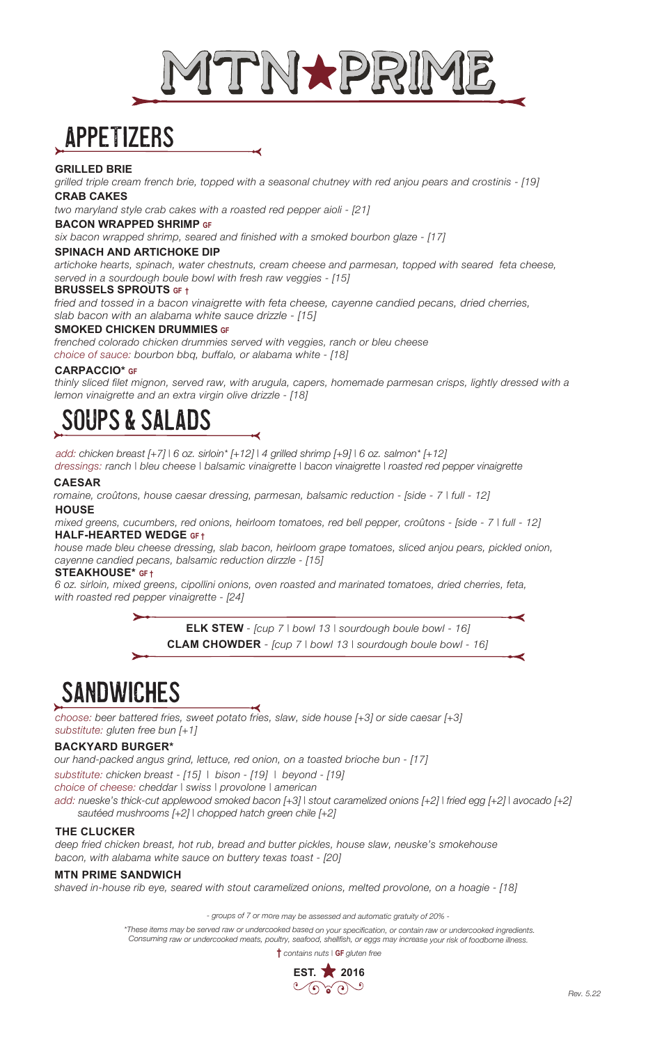# MTN★PRIME

## APPETIZERS

**GRILLED BRIE**
*grilled triple cream french brie, topped with a seasonal chutney with red anjou pears and crostinis - [19]*

**CRAB CAKES**
*two maryland style crab cakes with a roasted red pepper aioli - [21]*

**BACON WRAPPED SHRIMP** GF
*six bacon wrapped shrimp, seared and finished with a smoked bourbon glaze - [17]*

**SPINACH AND ARTICHOKE DIP**
*artichoke hearts, spinach, water chestnuts, cream cheese and parmesan, topped with seared feta cheese, served in a sourdough boule bowl with fresh raw veggies - [15]*

**BRUSSELS SPROUTS** GF †
*fried and tossed in a bacon vinaigrette with feta cheese, cayenne candied pecans, dried cherries, slab bacon with an alabama white sauce drizzle - [15]*

**SMOKED CHICKEN DRUMMIES** GF
*frenched colorado chicken drummies served with veggies, ranch or bleu cheese*
*choice of sauce: bourbon bbq, buffalo, or alabama white - [18]*

**CARPACCIO*** GF
*thinly sliced filet mignon, served raw, with arugula, capers, homemade parmesan crisps, lightly dressed with a lemon vinaigrette and an extra virgin olive drizzle - [18]*

## SOUPS & SALADS

*add: chicken breast [+7] | 6 oz. sirloin* [+12] | 4 grilled shrimp [+9] | 6 oz. salmon* [+12]*
*dressings: ranch | bleu cheese | balsamic vinaigrette | bacon vinaigrette | roasted red pepper vinaigrette*

**CAESAR**
*romaine, croûtons, house caesar dressing, parmesan, balsamic reduction - [side - 7 | full - 12]*

**HOUSE**
*mixed greens, cucumbers, red onions, heirloom tomatoes, red bell pepper, croûtons - [side - 7 | full - 12]*

**HALF-HEARTED WEDGE** GF †
*house made bleu cheese dressing, slab bacon, heirloom grape tomatoes, sliced anjou pears, pickled onion, cayenne candied pecans, balsamic reduction dirzzle - [15]*

**STEAKHOUSE*** GF †
*6 oz. sirloin, mixed greens, cipollini onions, oven roasted and marinated tomatoes, dried cherries, feta, with roasted red pepper vinaigrette - [24]*

**ELK STEW** - *[cup 7 | bowl 13 | sourdough boule bowl - 16]*
**CLAM CHOWDER** - *[cup 7 | bowl 13 | sourdough boule bowl - 16]*

## SANDWICHES

*choose: beer battered fries, sweet potato fries, slaw, side house [+3] or side caesar [+3]*
*substitute: gluten free bun [+1]*

**BACKYARD BURGER***
*our hand-packed angus grind, lettuce, red onion, on a toasted brioche bun - [17]*
*substitute: chicken breast - [15] | bison - [19] | beyond - [19]*
*choice of cheese: cheddar | swiss | provolone | american*
*add: nueske's thick-cut applewood smoked bacon [+3] | stout caramelized onions [+2] | fried egg [+2] | avocado [+2] sautéed mushrooms [+2] | chopped hatch green chile [+2]*

**THE CLUCKER**
*deep fried chicken breast, hot rub, bread and butter pickles, house slaw, neuske's smokehouse bacon, with alabama white sauce on buttery texas toast - [20]*

**MTN PRIME SANDWICH**
*shaved in-house rib eye, seared with stout caramelized onions, melted provolone, on a hoagie - [18]*

*- groups of 7 or more may be assessed and automatic gratuity of 20% -*

**These items may be served raw or undercooked based on your specification, or contain raw or undercooked ingredients. Consuming raw or undercooked meats, poultry, seafood, shellfish, or eggs may increase your risk of foodborne illness.*

† *contains nuts* | GF *gluten free*

EST. ★ 2016

Rev. 5.22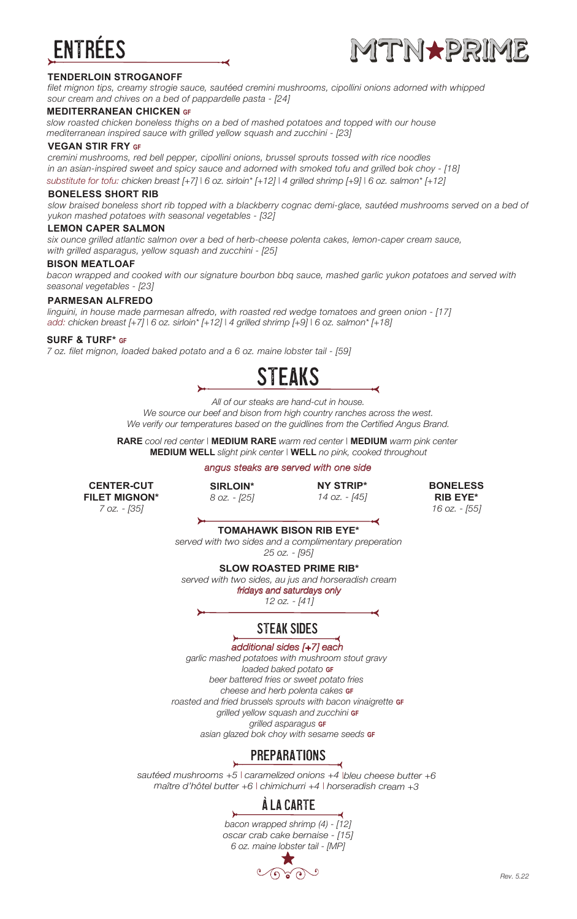# ENTRÉES

# MTN★PRIME

### TENDERLOIN STROGANOFF

*filet mignon tips, creamy strogie sauce, sautéed cremini mushrooms, cipollini onions adorned with whipped sour cream and chives on a bed of pappardelle pasta - [24]*

### MEDITERRANEAN CHICKEN GF

*slow roasted chicken boneless thighs on a bed of mashed potatoes and topped with our house mediterranean inspired sauce with grilled yellow squash and zucchini - [23]*

### VEGAN STIR FRY GF

*cremini mushrooms, red bell pepper, cipollini onions, brussel sprouts tossed with rice noodles in an asian-inspired sweet and spicy sauce and adorned with smoked tofu and grilled bok choy - [18]*

*substitute for tofu: chicken breast [+7] | 6 oz. sirloin* [+12] | 4 grilled shrimp [+9] | 6 oz. salmon* [+12]*

### BONELESS SHORT RIB

*slow braised boneless short rib topped with a blackberry cognac demi-glace, sautéed mushrooms served on a bed of yukon mashed potatoes with seasonal vegetables - [32]*

### LEMON CAPER SALMON

*six ounce grilled atlantic salmon over a bed of herb-cheese polenta cakes, lemon-caper cream sauce, with grilled asparagus, yellow squash and zucchini - [25]*

### BISON MEATLOAF

*bacon wrapped and cooked with our signature bourbon bbq sauce, mashed garlic yukon potatoes and served with seasonal vegetables - [23]*

### PARMESAN ALFREDO

*linguini, in house made parmesan alfredo, with roasted red wedge tomatoes and green onion - [17]*

*add: chicken breast [+7] | 6 oz. sirloin* [+12] | 4 grilled shrimp [+9] | 6 oz. salmon* [+18]*

### SURF & TURF* GF

*7 oz. filet mignon, loaded baked potato and a 6 oz. maine lobster tail - [59]*

# STEAKS

*All of our steaks are hand-cut in house.*
*We source our beef and bison from high country ranches across the west.*
*We verify our temperatures based on the guidlines from the Certified Angus Brand.*

**RARE** *cool red center* | **MEDIUM RARE** *warm red center* | **MEDIUM** *warm pink center*
**MEDIUM WELL** *slight pink center* | **WELL** *no pink, cooked throughout*

*angus steaks are served with one side*

**CENTER-CUT FILET MIGNON***
*7 oz. - [35]*

**SIRLOIN***
*8 oz. - [25]*

**NY STRIP***
*14 oz. - [45]*

**BONELESS RIB EYE***
*16 oz. - [55]*

### TOMAHAWK BISON RIB EYE*

*served with two sides and a complimentary preperation*
*25 oz. - [95]*

### SLOW ROASTED PRIME RIB*

*served with two sides, au jus and horseradish cream*
*fridays and saturdays only*
*12 oz. - [41]*

## STEAK SIDES

*additional sides [+7] each*

*garlic mashed potatoes with mushroom stout gravy*
*loaded baked potato* GF
*beer battered fries or sweet potato fries*
*cheese and herb polenta cakes* GF
*roasted and fried brussels sprouts with bacon vinaigrette* GF
*grilled yellow squash and zucchini* GF
*grilled asparagus* GF
*asian glazed bok choy with sesame seeds* GF

## PREPARATIONS

*sautéed mushrooms +5 | caramelized onions +4 |bleu cheese butter +6*
*maître d'hôtel butter +6 | chimichurri +4 | horseradish cream +3*

## À LA CARTE

*bacon wrapped shrimp (4) - [12]*
*oscar crab cake bernaise - [15]*
*6 oz. maine lobster tail - [MP]*

*Rev. 5.22*